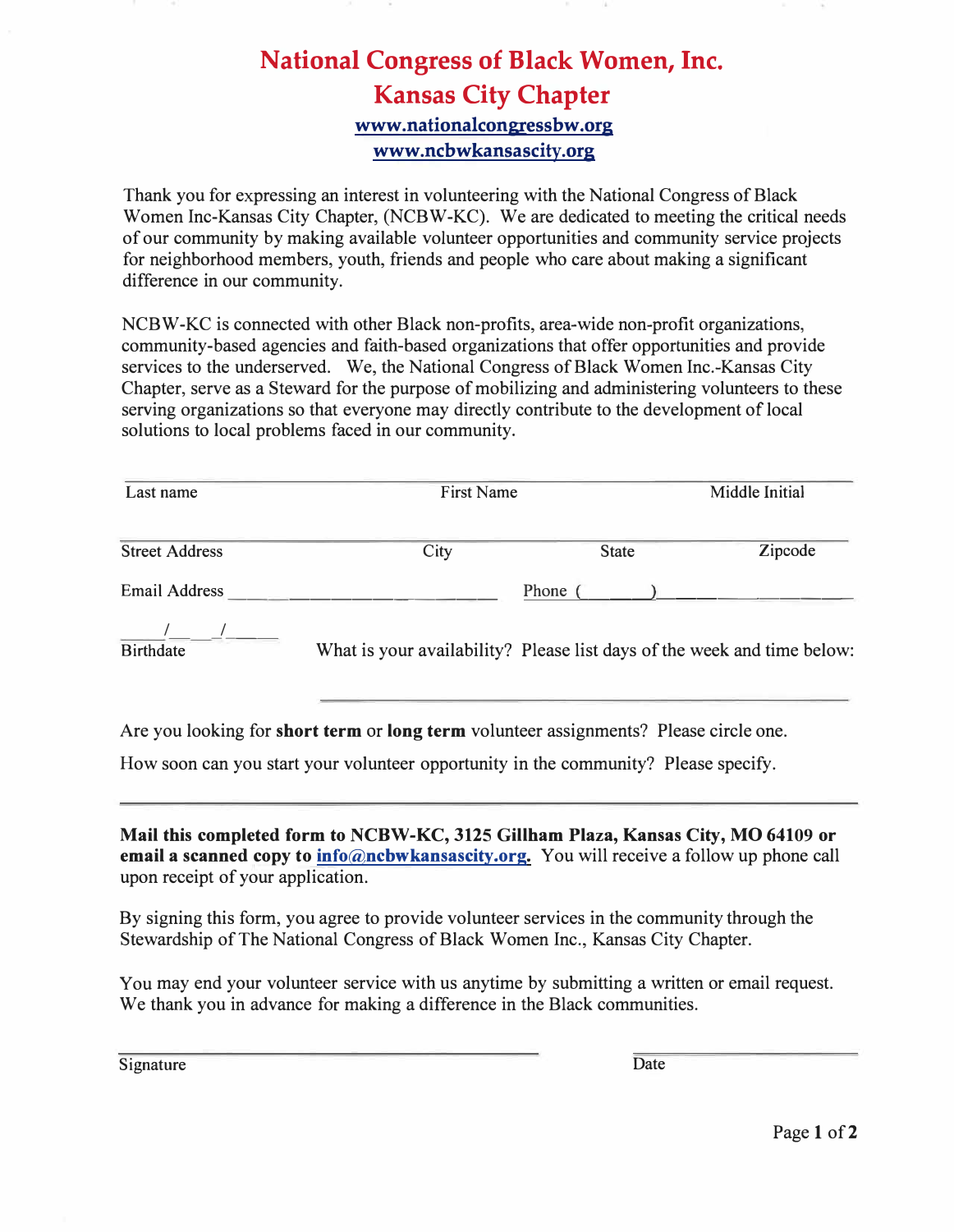# National Congress of Black Women, Inc.

## Kansas City Chapter

www.nationalcongressbw.org

www.ncbwkansascity.org

Thank you for expressing an interest in volunteering with the National Congress of Black Women Inc-Kansas City Chapter, (NCBW-KC). We are dedicated to meeting the critical needs of our community by making available volunteer opportunities and community service projects for neighborhood members, youth, friends and people who care about making a significant difference in our community.

NCBW-KC is connected with other Black non-profits, area-wide non-profit organizations, community-based agencies and faith-based organizations that offer opportunities and provide services to the underserved. We, the National Congress of Black Women Inc.-Kansas City Chapter, serve as a Steward for the purpose of mobilizing and administering volunteers to these serving organizations so that everyone may directly contribute to the development of local solutions to local problems faced in our community.

______________________________________________________________________

Last name First Name Middle Initial

______________________________________________________________________

Street Address City State Zipcode

Email Address ______________________________ Phone (______)______________________

_____/____/_____

Birthdate

What is your availability? Please list days of the week and time below:

______________________________________________

Are you looking for **short term** or **long term** volunteer assignments? Please circle one.

How soon can you start your volunteer opportunity in the community? Please specify.

______________________________________________________________________

**Mail this completed form to NCBW-KC, 3125 Gillham Plaza, Kansas City, MO 64109 or email a scanned copy to info@ncbwkansascity.org.** You will receive a follow up phone call upon receipt of your application.

By signing this form, you agree to provide volunteer services in the community through the Stewardship of The National Congress of Black Women Inc., Kansas City Chapter.

You may end your volunteer service with us anytime by submitting a written or email request. We thank you in advance for making a difference in the Black communities.

______________________________ ______________________

Signature Date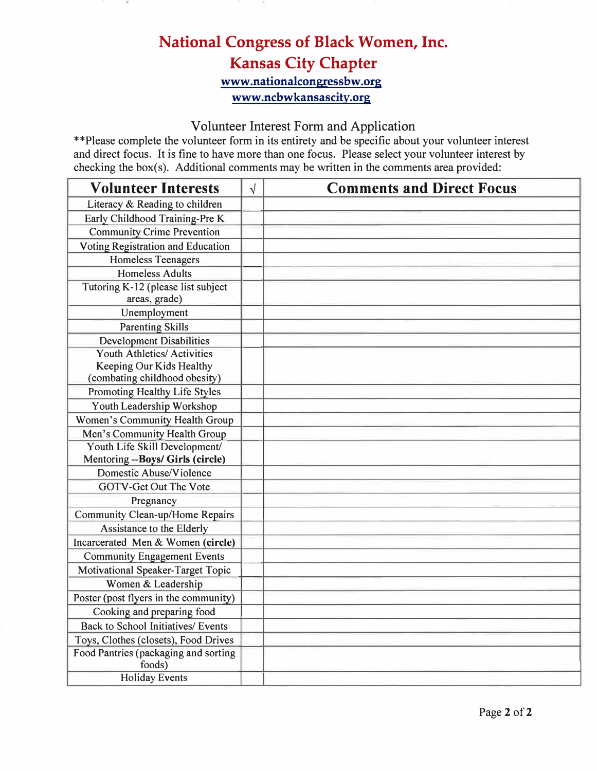# National Congress of Black Women, Inc.

## Kansas City Chapter

www.nationalcongressbw.org

www.ncbwkansascity.org

### Volunteer Interest Form and Application

**Please complete the volunteer form in its entirety and be specific about your volunteer interest and direct focus. It is fine to have more than one focus. Please select your volunteer interest by checking the box(s). Additional comments may be written in the comments area provided:

| Volunteer Interests | √ | Comments and Direct Focus |
|---|---|---|
| Literacy & Reading to children | | |
| Early Childhood Training-Pre K | | |
| Community Crime Prevention | | |
| Voting Registration and Education | | |
| Homeless Teenagers | | |
| Homeless Adults | | |
| Tutoring K-12 (please list subject areas, grade) | | |
| Unemployment | | |
| Parenting Skills | | |
| Development Disabilities | | |
| Youth Athletics/ Activities Keeping Our Kids Healthy (combating childhood obesity) | | |
| Promoting Healthy Life Styles | | |
| Youth Leadership Workshop | | |
| Women's Community Health Group | | |
| Men's Community Health Group | | |
| Youth Life Skill Development/ Mentoring --**Boys/ Girls (circle)** | | |
| Domestic Abuse/Violence | | |
| GOTV-Get Out The Vote | | |
| Pregnancy | | |
| Community Clean-up/Home Repairs | | |
| Assistance to the Elderly | | |
| Incarcerated Men & Women **(circle)** | | |
| Community Engagement Events | | |
| Motivational Speaker-Target Topic | | |
| Women & Leadership | | |
| Poster (post flyers in the community) | | |
| Cooking and preparing food | | |
| Back to School Initiatives/ Events | | |
| Toys, Clothes (closets), Food Drives | | |
| Food Pantries (packaging and sorting foods) | | |
| Holiday Events | | |